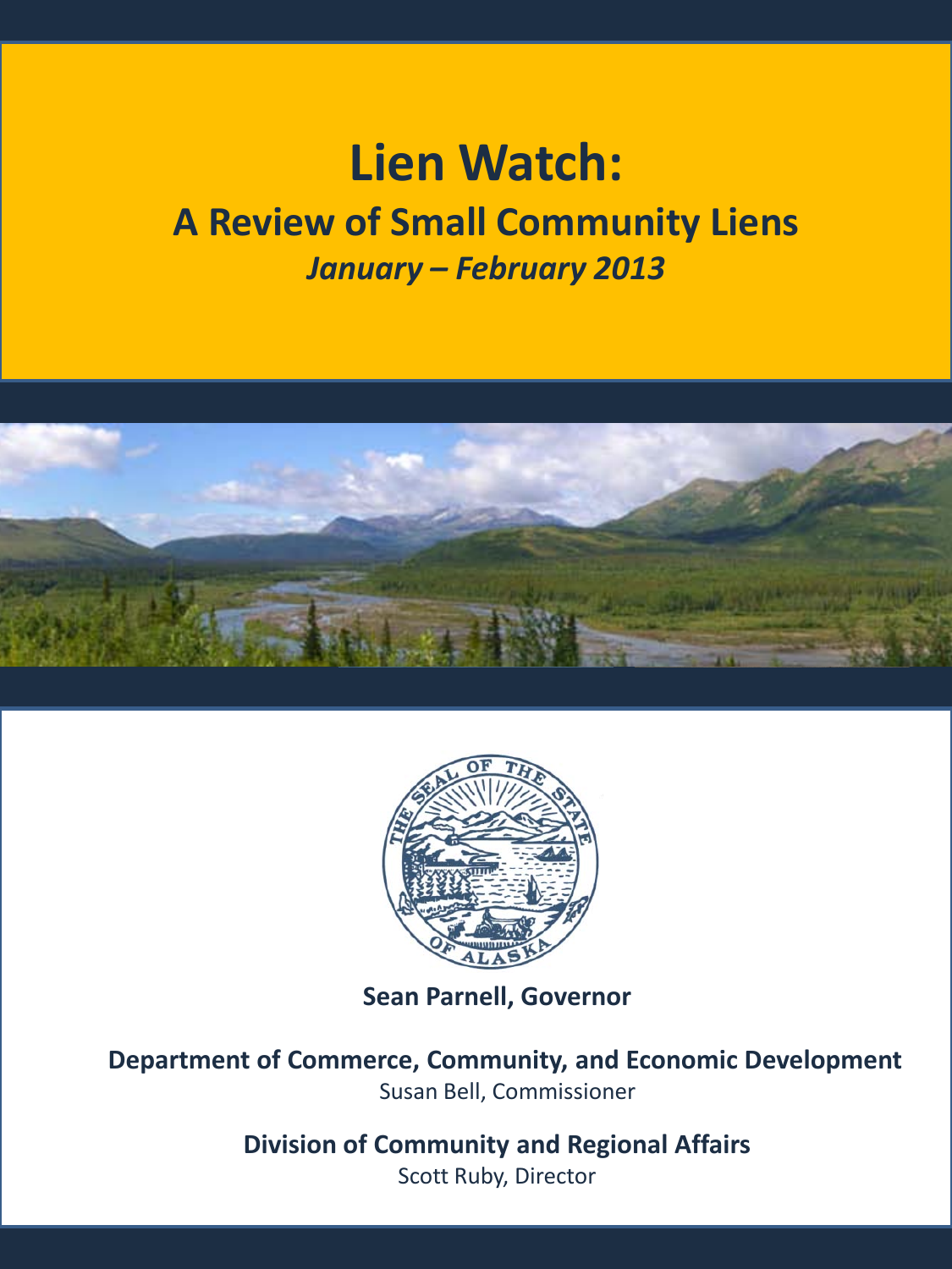# Lien Watch:

## A Review of Small Community Liens

### *January – February 2013*

**Sean Parnell, Governor**

**Department of Commerce, Community, and Economic Development**
Susan Bell, Commissioner

**Division of Community and Regional Affairs**
Scott Ruby, Director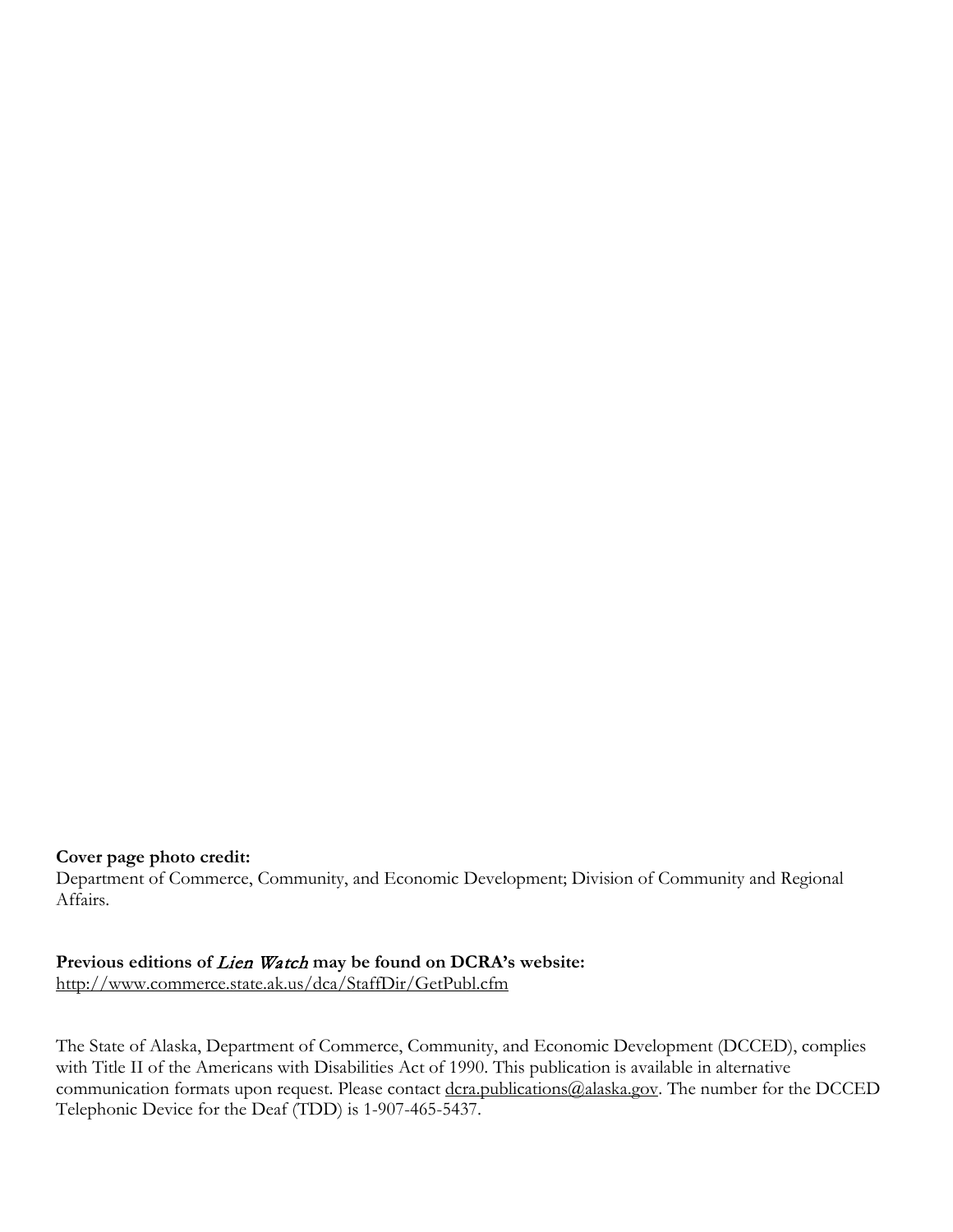**Cover page photo credit:**
Department of Commerce, Community, and Economic Development; Division of Community and Regional Affairs.

**Previous editions of *Lien Watch* may be found on DCRA's website:**
http://www.commerce.state.ak.us/dca/StaffDir/GetPubl.cfm

The State of Alaska, Department of Commerce, Community, and Economic Development (DCCED), complies with Title II of the Americans with Disabilities Act of 1990. This publication is available in alternative communication formats upon request. Please contact dcra.publications@alaska.gov. The number for the DCCED Telephonic Device for the Deaf (TDD) is 1-907-465-5437.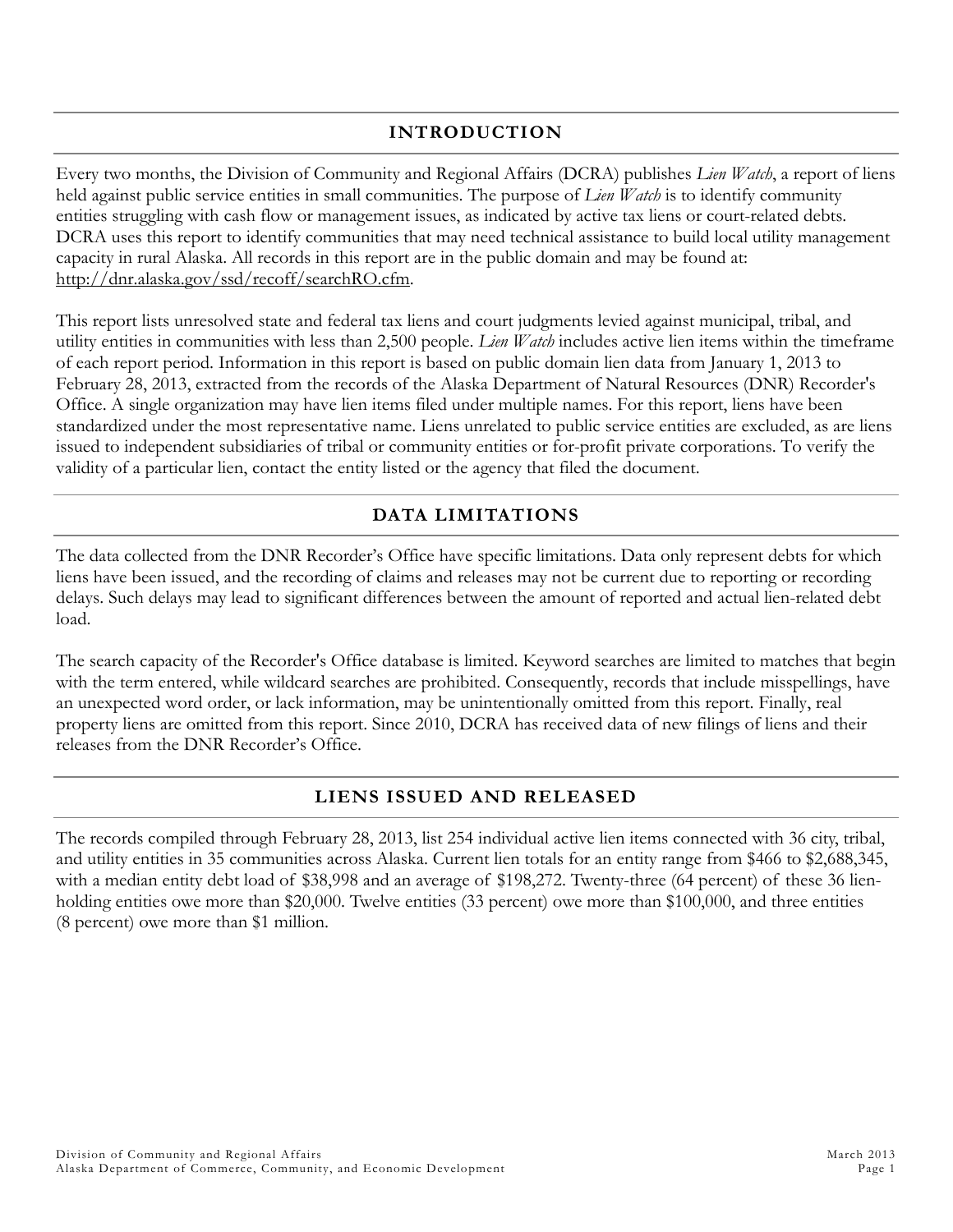## INTRODUCTION

Every two months, the Division of Community and Regional Affairs (DCRA) publishes *Lien Watch*, a report of liens held against public service entities in small communities. The purpose of *Lien Watch* is to identify community entities struggling with cash flow or management issues, as indicated by active tax liens or court-related debts. DCRA uses this report to identify communities that may need technical assistance to build local utility management capacity in rural Alaska. All records in this report are in the public domain and may be found at: http://dnr.alaska.gov/ssd/recoff/searchRO.cfm.

This report lists unresolved state and federal tax liens and court judgments levied against municipal, tribal, and utility entities in communities with less than 2,500 people. *Lien Watch* includes active lien items within the timeframe of each report period. Information in this report is based on public domain lien data from January 1, 2013 to February 28, 2013, extracted from the records of the Alaska Department of Natural Resources (DNR) Recorder's Office. A single organization may have lien items filed under multiple names. For this report, liens have been standardized under the most representative name. Liens unrelated to public service entities are excluded, as are liens issued to independent subsidiaries of tribal or community entities or for-profit private corporations. To verify the validity of a particular lien, contact the entity listed or the agency that filed the document.

## DATA LIMITATIONS

The data collected from the DNR Recorder's Office have specific limitations. Data only represent debts for which liens have been issued, and the recording of claims and releases may not be current due to reporting or recording delays. Such delays may lead to significant differences between the amount of reported and actual lien-related debt load.

The search capacity of the Recorder's Office database is limited. Keyword searches are limited to matches that begin with the term entered, while wildcard searches are prohibited. Consequently, records that include misspellings, have an unexpected word order, or lack information, may be unintentionally omitted from this report. Finally, real property liens are omitted from this report. Since 2010, DCRA has received data of new filings of liens and their releases from the DNR Recorder's Office.

## LIENS ISSUED AND RELEASED

The records compiled through February 28, 2013, list 254 individual active lien items connected with 36 city, tribal, and utility entities in 35 communities across Alaska. Current lien totals for an entity range from $466 to $2,688,345, with a median entity debt load of $38,998 and an average of $198,272. Twenty-three (64 percent) of these 36 lien-holding entities owe more than $20,000. Twelve entities (33 percent) owe more than $100,000, and three entities (8 percent) owe more than $1 million.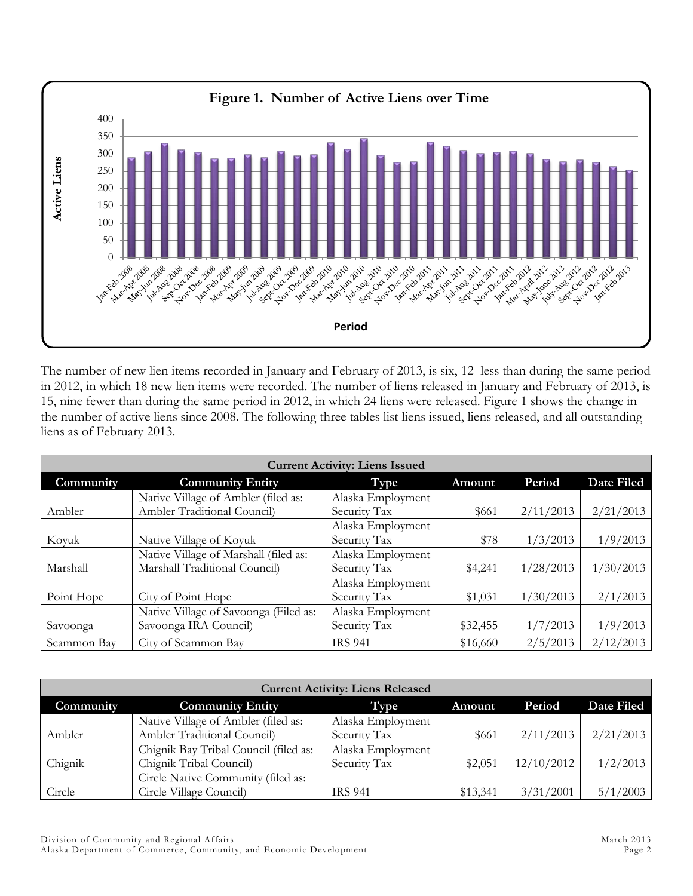**Figure 1. Number of Active Liens over Time**

The number of new lien items recorded in January and February of 2013, is six, 12 less than during the same period in 2012, in which 18 new lien items were recorded. The number of liens released in January and February of 2013, is 15, nine fewer than during the same period in 2012, in which 24 liens were released. Figure 1 shows the change in the number of active liens since 2008. The following three tables list liens issued, liens released, and all outstanding liens as of February 2013.

| Current Activity: Liens Issued | | | | | |
|---|---|---|---|---|---|
| **Community** | **Community Entity** | **Type** | **Amount** | **Period** | **Date Filed** |
| Ambler | Native Village of Ambler (filed as: Ambler Traditional Council) | Alaska Employment Security Tax | $661 | 2/11/2013 | 2/21/2013 |
| Koyuk | Native Village of Koyuk | Alaska Employment Security Tax | $78 | 1/3/2013 | 1/9/2013 |
| Marshall | Native Village of Marshall (filed as: Marshall Traditional Council) | Alaska Employment Security Tax | $4,241 | 1/28/2013 | 1/30/2013 |
| Point Hope | City of Point Hope | Alaska Employment Security Tax | $1,031 | 1/30/2013 | 2/1/2013 |
| Savoonga | Native Village of Savoonga (Filed as: Savoonga IRA Council) | Alaska Employment Security Tax | $32,455 | 1/7/2013 | 1/9/2013 |
| Scammon Bay | City of Scammon Bay | IRS 941 | $16,660 | 2/5/2013 | 2/12/2013 |

| Current Activity: Liens Released | | | | | |
|---|---|---|---|---|---|
| **Community** | **Community Entity** | **Type** | **Amount** | **Period** | **Date Filed** |
| Ambler | Native Village of Ambler (filed as: Ambler Traditional Council) | Alaska Employment Security Tax | $661 | 2/11/2013 | 2/21/2013 |
| Chignik | Chignik Bay Tribal Council (filed as: Chignik Tribal Council) | Alaska Employment Security Tax | $2,051 | 12/10/2012 | 1/2/2013 |
| Circle | Circle Native Community (filed as: Circle Village Council) | IRS 941 | $13,341 | 3/31/2001 | 5/1/2003 |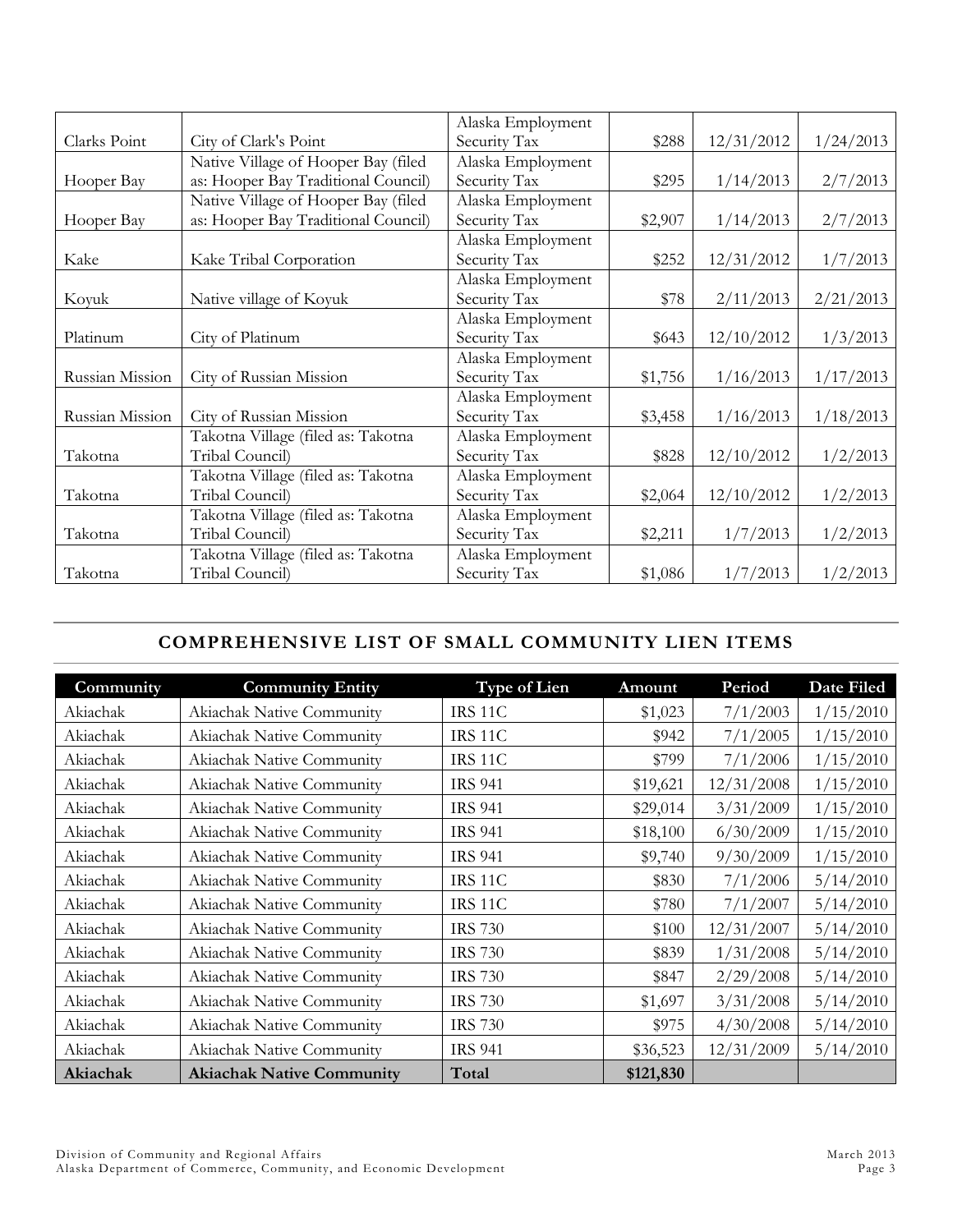| | | | | | |
|---|---|---|---|---|---|
| Clarks Point | City of Clark's Point | Alaska Employment Security Tax | $288 | 12/31/2012 | 1/24/2013 |
| Hooper Bay | Native Village of Hooper Bay (filed as: Hooper Bay Traditional Council) | Alaska Employment Security Tax | $295 | 1/14/2013 | 2/7/2013 |
| Hooper Bay | Native Village of Hooper Bay (filed as: Hooper Bay Traditional Council) | Alaska Employment Security Tax | $2,907 | 1/14/2013 | 2/7/2013 |
| Kake | Kake Tribal Corporation | Alaska Employment Security Tax | $252 | 12/31/2012 | 1/7/2013 |
| Koyuk | Native village of Koyuk | Alaska Employment Security Tax | $78 | 2/11/2013 | 2/21/2013 |
| Platinum | City of Platinum | Alaska Employment Security Tax | $643 | 12/10/2012 | 1/3/2013 |
| Russian Mission | City of Russian Mission | Alaska Employment Security Tax | $1,756 | 1/16/2013 | 1/17/2013 |
| Russian Mission | City of Russian Mission | Alaska Employment Security Tax | $3,458 | 1/16/2013 | 1/18/2013 |
| Takotna | Takotna Village (filed as: Takotna Tribal Council) | Alaska Employment Security Tax | $828 | 12/10/2012 | 1/2/2013 |
| Takotna | Takotna Village (filed as: Takotna Tribal Council) | Alaska Employment Security Tax | $2,064 | 12/10/2012 | 1/2/2013 |
| Takotna | Takotna Village (filed as: Takotna Tribal Council) | Alaska Employment Security Tax | $2,211 | 1/7/2013 | 1/2/2013 |
| Takotna | Takotna Village (filed as: Takotna Tribal Council) | Alaska Employment Security Tax | $1,086 | 1/7/2013 | 1/2/2013 |

## COMPREHENSIVE LIST OF SMALL COMMUNITY LIEN ITEMS

| Community | Community Entity | Type of Lien | Amount | Period | Date Filed |
|---|---|---|---|---|---|
| Akiachak | Akiachak Native Community | IRS 11C | $1,023 | 7/1/2003 | 1/15/2010 |
| Akiachak | Akiachak Native Community | IRS 11C | $942 | 7/1/2005 | 1/15/2010 |
| Akiachak | Akiachak Native Community | IRS 11C | $799 | 7/1/2006 | 1/15/2010 |
| Akiachak | Akiachak Native Community | IRS 941 | $19,621 | 12/31/2008 | 1/15/2010 |
| Akiachak | Akiachak Native Community | IRS 941 | $29,014 | 3/31/2009 | 1/15/2010 |
| Akiachak | Akiachak Native Community | IRS 941 | $18,100 | 6/30/2009 | 1/15/2010 |
| Akiachak | Akiachak Native Community | IRS 941 | $9,740 | 9/30/2009 | 1/15/2010 |
| Akiachak | Akiachak Native Community | IRS 11C | $830 | 7/1/2006 | 5/14/2010 |
| Akiachak | Akiachak Native Community | IRS 11C | $780 | 7/1/2007 | 5/14/2010 |
| Akiachak | Akiachak Native Community | IRS 730 | $100 | 12/31/2007 | 5/14/2010 |
| Akiachak | Akiachak Native Community | IRS 730 | $839 | 1/31/2008 | 5/14/2010 |
| Akiachak | Akiachak Native Community | IRS 730 | $847 | 2/29/2008 | 5/14/2010 |
| Akiachak | Akiachak Native Community | IRS 730 | $1,697 | 3/31/2008 | 5/14/2010 |
| Akiachak | Akiachak Native Community | IRS 730 | $975 | 4/30/2008 | 5/14/2010 |
| Akiachak | Akiachak Native Community | IRS 941 | $36,523 | 12/31/2009 | 5/14/2010 |
| **Akiachak** | **Akiachak Native Community** | **Total** | **$121,830** | | |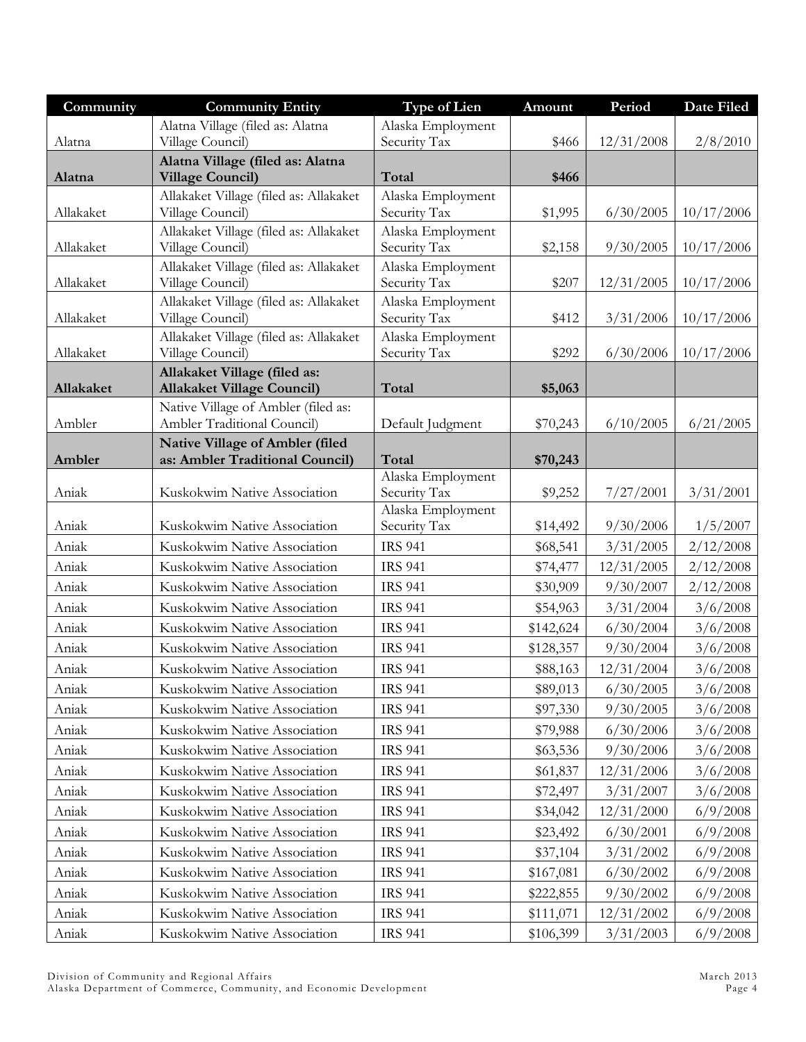| Community | Community Entity | Type of Lien | Amount | Period | Date Filed |
|---|---|---|---|---|---|
| Alatna | Alatna Village (filed as: Alatna Village Council) | Alaska Employment Security Tax | $466 | 12/31/2008 | 2/8/2010 |
| **Alatna** | **Alatna Village (filed as: Alatna Village Council)** | **Total** | **$466** | | |
| Allakaket | Allakaket Village (filed as: Allakaket Village Council) | Alaska Employment Security Tax | $1,995 | 6/30/2005 | 10/17/2006 |
| Allakaket | Allakaket Village (filed as: Allakaket Village Council) | Alaska Employment Security Tax | $2,158 | 9/30/2005 | 10/17/2006 |
| Allakaket | Allakaket Village (filed as: Allakaket Village Council) | Alaska Employment Security Tax | $207 | 12/31/2005 | 10/17/2006 |
| Allakaket | Allakaket Village (filed as: Allakaket Village Council) | Alaska Employment Security Tax | $412 | 3/31/2006 | 10/17/2006 |
| Allakaket | Allakaket Village (filed as: Allakaket Village Council) | Alaska Employment Security Tax | $292 | 6/30/2006 | 10/17/2006 |
| **Allakaket** | **Allakaket Village (filed as: Allakaket Village Council)** | **Total** | **$5,063** | | |
| Ambler | Native Village of Ambler (filed as: Ambler Traditional Council) | Default Judgment | $70,243 | 6/10/2005 | 6/21/2005 |
| **Ambler** | **Native Village of Ambler (filed as: Ambler Traditional Council)** | **Total** | **$70,243** | | |
| Aniak | Kuskokwim Native Association | Alaska Employment Security Tax | $9,252 | 7/27/2001 | 3/31/2001 |
| Aniak | Kuskokwim Native Association | Alaska Employment Security Tax | $14,492 | 9/30/2006 | 1/5/2007 |
| Aniak | Kuskokwim Native Association | IRS 941 | $68,541 | 3/31/2005 | 2/12/2008 |
| Aniak | Kuskokwim Native Association | IRS 941 | $74,477 | 12/31/2005 | 2/12/2008 |
| Aniak | Kuskokwim Native Association | IRS 941 | $30,909 | 9/30/2007 | 2/12/2008 |
| Aniak | Kuskokwim Native Association | IRS 941 | $54,963 | 3/31/2004 | 3/6/2008 |
| Aniak | Kuskokwim Native Association | IRS 941 | $142,624 | 6/30/2004 | 3/6/2008 |
| Aniak | Kuskokwim Native Association | IRS 941 | $128,357 | 9/30/2004 | 3/6/2008 |
| Aniak | Kuskokwim Native Association | IRS 941 | $88,163 | 12/31/2004 | 3/6/2008 |
| Aniak | Kuskokwim Native Association | IRS 941 | $89,013 | 6/30/2005 | 3/6/2008 |
| Aniak | Kuskokwim Native Association | IRS 941 | $97,330 | 9/30/2005 | 3/6/2008 |
| Aniak | Kuskokwim Native Association | IRS 941 | $79,988 | 6/30/2006 | 3/6/2008 |
| Aniak | Kuskokwim Native Association | IRS 941 | $63,536 | 9/30/2006 | 3/6/2008 |
| Aniak | Kuskokwim Native Association | IRS 941 | $61,837 | 12/31/2006 | 3/6/2008 |
| Aniak | Kuskokwim Native Association | IRS 941 | $72,497 | 3/31/2007 | 3/6/2008 |
| Aniak | Kuskokwim Native Association | IRS 941 | $34,042 | 12/31/2000 | 6/9/2008 |
| Aniak | Kuskokwim Native Association | IRS 941 | $23,492 | 6/30/2001 | 6/9/2008 |
| Aniak | Kuskokwim Native Association | IRS 941 | $37,104 | 3/31/2002 | 6/9/2008 |
| Aniak | Kuskokwim Native Association | IRS 941 | $167,081 | 6/30/2002 | 6/9/2008 |
| Aniak | Kuskokwim Native Association | IRS 941 | $222,855 | 9/30/2002 | 6/9/2008 |
| Aniak | Kuskokwim Native Association | IRS 941 | $111,071 | 12/31/2002 | 6/9/2008 |
| Aniak | Kuskokwim Native Association | IRS 941 | $106,399 | 3/31/2003 | 6/9/2008 |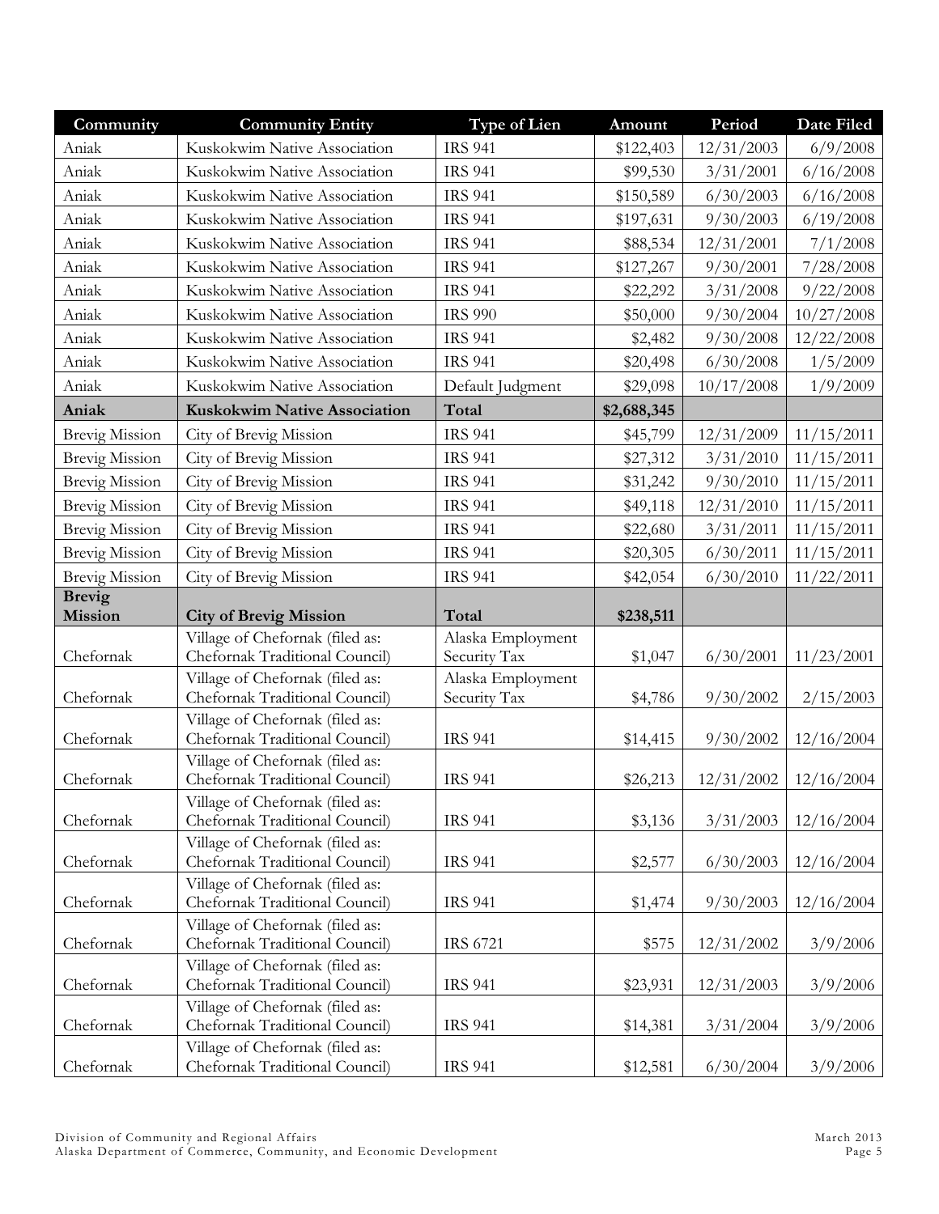| Community | Community Entity | Type of Lien | Amount | Period | Date Filed |
|---|---|---|---|---|---|
| Aniak | Kuskokwim Native Association | IRS 941 | $122,403 | 12/31/2003 | 6/9/2008 |
| Aniak | Kuskokwim Native Association | IRS 941 | $99,530 | 3/31/2001 | 6/16/2008 |
| Aniak | Kuskokwim Native Association | IRS 941 | $150,589 | 6/30/2003 | 6/16/2008 |
| Aniak | Kuskokwim Native Association | IRS 941 | $197,631 | 9/30/2003 | 6/19/2008 |
| Aniak | Kuskokwim Native Association | IRS 941 | $88,534 | 12/31/2001 | 7/1/2008 |
| Aniak | Kuskokwim Native Association | IRS 941 | $127,267 | 9/30/2001 | 7/28/2008 |
| Aniak | Kuskokwim Native Association | IRS 941 | $22,292 | 3/31/2008 | 9/22/2008 |
| Aniak | Kuskokwim Native Association | IRS 990 | $50,000 | 9/30/2004 | 10/27/2008 |
| Aniak | Kuskokwim Native Association | IRS 941 | $2,482 | 9/30/2008 | 12/22/2008 |
| Aniak | Kuskokwim Native Association | IRS 941 | $20,498 | 6/30/2008 | 1/5/2009 |
| Aniak | Kuskokwim Native Association | Default Judgment | $29,098 | 10/17/2008 | 1/9/2009 |
| **Aniak** | **Kuskokwim Native Association** | **Total** | **$2,688,345** | | |
| Brevig Mission | City of Brevig Mission | IRS 941 | $45,799 | 12/31/2009 | 11/15/2011 |
| Brevig Mission | City of Brevig Mission | IRS 941 | $27,312 | 3/31/2010 | 11/15/2011 |
| Brevig Mission | City of Brevig Mission | IRS 941 | $31,242 | 9/30/2010 | 11/15/2011 |
| Brevig Mission | City of Brevig Mission | IRS 941 | $49,118 | 12/31/2010 | 11/15/2011 |
| Brevig Mission | City of Brevig Mission | IRS 941 | $22,680 | 3/31/2011 | 11/15/2011 |
| Brevig Mission | City of Brevig Mission | IRS 941 | $20,305 | 6/30/2011 | 11/15/2011 |
| Brevig Mission | City of Brevig Mission | IRS 941 | $42,054 | 6/30/2010 | 11/22/2011 |
| **Brevig Mission** | **City of Brevig Mission** | **Total** | **$238,511** | | |
| Chefornak | Village of Chefornak (filed as: Chefornak Traditional Council) | Alaska Employment Security Tax | $1,047 | 6/30/2001 | 11/23/2001 |
| Chefornak | Village of Chefornak (filed as: Chefornak Traditional Council) | Alaska Employment Security Tax | $4,786 | 9/30/2002 | 2/15/2003 |
| Chefornak | Village of Chefornak (filed as: Chefornak Traditional Council) | IRS 941 | $14,415 | 9/30/2002 | 12/16/2004 |
| Chefornak | Village of Chefornak (filed as: Chefornak Traditional Council) | IRS 941 | $26,213 | 12/31/2002 | 12/16/2004 |
| Chefornak | Village of Chefornak (filed as: Chefornak Traditional Council) | IRS 941 | $3,136 | 3/31/2003 | 12/16/2004 |
| Chefornak | Village of Chefornak (filed as: Chefornak Traditional Council) | IRS 941 | $2,577 | 6/30/2003 | 12/16/2004 |
| Chefornak | Village of Chefornak (filed as: Chefornak Traditional Council) | IRS 941 | $1,474 | 9/30/2003 | 12/16/2004 |
| Chefornak | Village of Chefornak (filed as: Chefornak Traditional Council) | IRS 6721 | $575 | 12/31/2002 | 3/9/2006 |
| Chefornak | Village of Chefornak (filed as: Chefornak Traditional Council) | IRS 941 | $23,931 | 12/31/2003 | 3/9/2006 |
| Chefornak | Village of Chefornak (filed as: Chefornak Traditional Council) | IRS 941 | $14,381 | 3/31/2004 | 3/9/2006 |
| Chefornak | Village of Chefornak (filed as: Chefornak Traditional Council) | IRS 941 | $12,581 | 6/30/2004 | 3/9/2006 |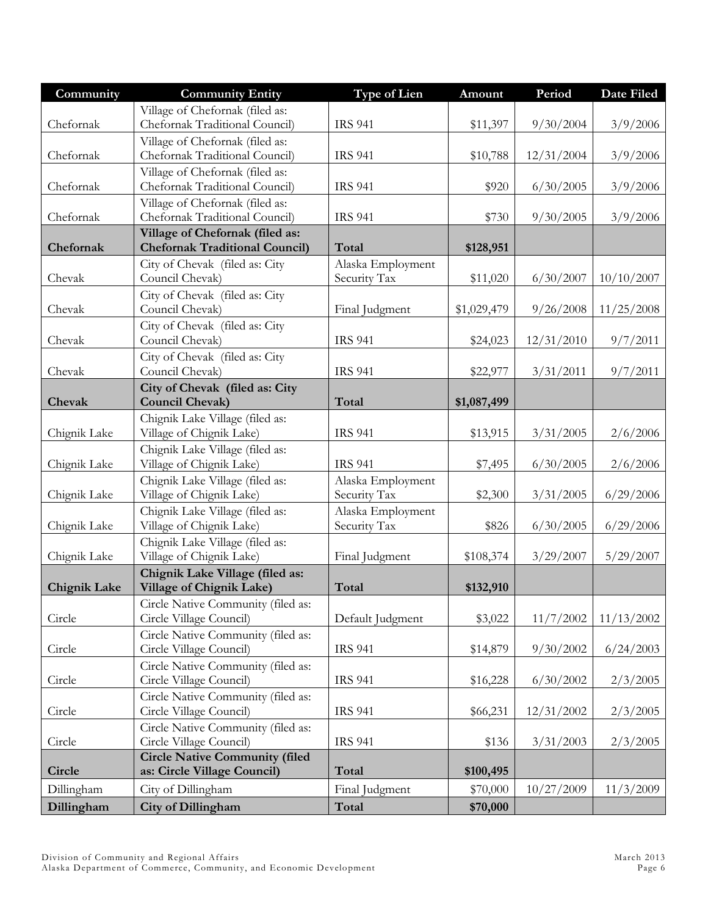| Community | Community Entity | Type of Lien | Amount | Period | Date Filed |
|---|---|---|---|---|---|
| Chefornak | Village of Chefornak (filed as: Chefornak Traditional Council) | IRS 941 | $11,397 | 9/30/2004 | 3/9/2006 |
| Chefornak | Village of Chefornak (filed as: Chefornak Traditional Council) | IRS 941 | $10,788 | 12/31/2004 | 3/9/2006 |
| Chefornak | Village of Chefornak (filed as: Chefornak Traditional Council) | IRS 941 | $920 | 6/30/2005 | 3/9/2006 |
| Chefornak | Village of Chefornak (filed as: Chefornak Traditional Council) | IRS 941 | $730 | 9/30/2005 | 3/9/2006 |
| **Chefornak** | **Village of Chefornak (filed as: Chefornak Traditional Council)** | **Total** | **$128,951** | | |
| Chevak | City of Chevak (filed as: City Council Chevak) | Alaska Employment Security Tax | $11,020 | 6/30/2007 | 10/10/2007 |
| Chevak | City of Chevak (filed as: City Council Chevak) | Final Judgment | $1,029,479 | 9/26/2008 | 11/25/2008 |
| Chevak | City of Chevak (filed as: City Council Chevak) | IRS 941 | $24,023 | 12/31/2010 | 9/7/2011 |
| Chevak | City of Chevak (filed as: City Council Chevak) | IRS 941 | $22,977 | 3/31/2011 | 9/7/2011 |
| **Chevak** | **City of Chevak (filed as: City Council Chevak)** | **Total** | **$1,087,499** | | |
| Chignik Lake | Chignik Lake Village (filed as: Village of Chignik Lake) | IRS 941 | $13,915 | 3/31/2005 | 2/6/2006 |
| Chignik Lake | Chignik Lake Village (filed as: Village of Chignik Lake) | IRS 941 | $7,495 | 6/30/2005 | 2/6/2006 |
| Chignik Lake | Chignik Lake Village (filed as: Village of Chignik Lake) | Alaska Employment Security Tax | $2,300 | 3/31/2005 | 6/29/2006 |
| Chignik Lake | Chignik Lake Village (filed as: Village of Chignik Lake) | Alaska Employment Security Tax | $826 | 6/30/2005 | 6/29/2006 |
| Chignik Lake | Chignik Lake Village (filed as: Village of Chignik Lake) | Final Judgment | $108,374 | 3/29/2007 | 5/29/2007 |
| **Chignik Lake** | **Chignik Lake Village (filed as: Village of Chignik Lake)** | **Total** | **$132,910** | | |
| Circle | Circle Native Community (filed as: Circle Village Council) | Default Judgment | $3,022 | 11/7/2002 | 11/13/2002 |
| Circle | Circle Native Community (filed as: Circle Village Council) | IRS 941 | $14,879 | 9/30/2002 | 6/24/2003 |
| Circle | Circle Native Community (filed as: Circle Village Council) | IRS 941 | $16,228 | 6/30/2002 | 2/3/2005 |
| Circle | Circle Native Community (filed as: Circle Village Council) | IRS 941 | $66,231 | 12/31/2002 | 2/3/2005 |
| Circle | Circle Native Community (filed as: Circle Village Council) | IRS 941 | $136 | 3/31/2003 | 2/3/2005 |
| **Circle** | **Circle Native Community (filed as: Circle Village Council)** | **Total** | **$100,495** | | |
| Dillingham | City of Dillingham | Final Judgment | $70,000 | 10/27/2009 | 11/3/2009 |
| **Dillingham** | **City of Dillingham** | **Total** | **$70,000** | | |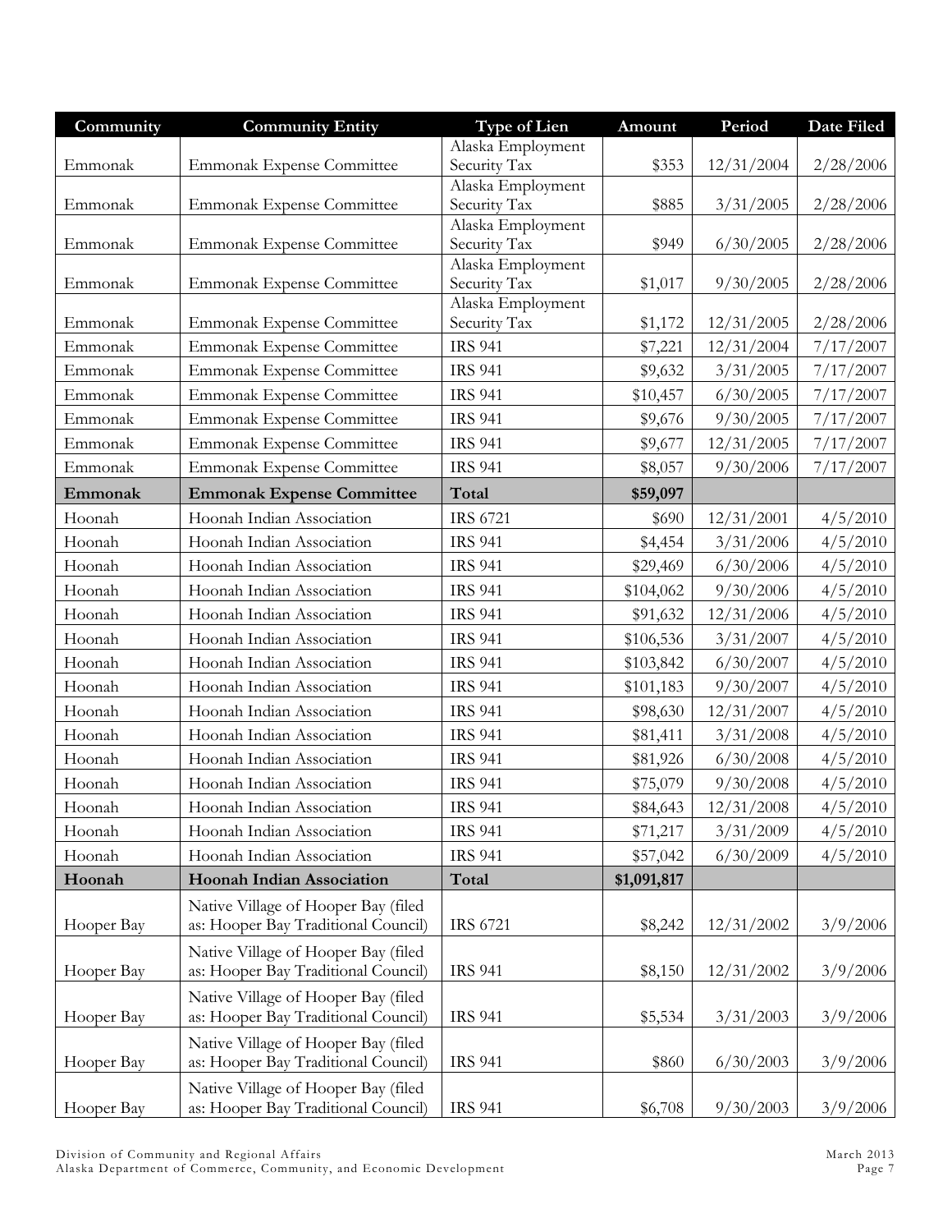| Community | Community Entity | Type of Lien | Amount | Period | Date Filed |
|---|---|---|---|---|---|
| Emmonak | Emmonak Expense Committee | Alaska Employment Security Tax | $353 | 12/31/2004 | 2/28/2006 |
| Emmonak | Emmonak Expense Committee | Alaska Employment Security Tax | $885 | 3/31/2005 | 2/28/2006 |
| Emmonak | Emmonak Expense Committee | Alaska Employment Security Tax | $949 | 6/30/2005 | 2/28/2006 |
| Emmonak | Emmonak Expense Committee | Alaska Employment Security Tax | $1,017 | 9/30/2005 | 2/28/2006 |
| Emmonak | Emmonak Expense Committee | Alaska Employment Security Tax | $1,172 | 12/31/2005 | 2/28/2006 |
| Emmonak | Emmonak Expense Committee | IRS 941 | $7,221 | 12/31/2004 | 7/17/2007 |
| Emmonak | Emmonak Expense Committee | IRS 941 | $9,632 | 3/31/2005 | 7/17/2007 |
| Emmonak | Emmonak Expense Committee | IRS 941 | $10,457 | 6/30/2005 | 7/17/2007 |
| Emmonak | Emmonak Expense Committee | IRS 941 | $9,676 | 9/30/2005 | 7/17/2007 |
| Emmonak | Emmonak Expense Committee | IRS 941 | $9,677 | 12/31/2005 | 7/17/2007 |
| Emmonak | Emmonak Expense Committee | IRS 941 | $8,057 | 9/30/2006 | 7/17/2007 |
| **Emmonak** | **Emmonak Expense Committee** | **Total** | **$59,097** | | |
| Hoonah | Hoonah Indian Association | IRS 6721 | $690 | 12/31/2001 | 4/5/2010 |
| Hoonah | Hoonah Indian Association | IRS 941 | $4,454 | 3/31/2006 | 4/5/2010 |
| Hoonah | Hoonah Indian Association | IRS 941 | $29,469 | 6/30/2006 | 4/5/2010 |
| Hoonah | Hoonah Indian Association | IRS 941 | $104,062 | 9/30/2006 | 4/5/2010 |
| Hoonah | Hoonah Indian Association | IRS 941 | $91,632 | 12/31/2006 | 4/5/2010 |
| Hoonah | Hoonah Indian Association | IRS 941 | $106,536 | 3/31/2007 | 4/5/2010 |
| Hoonah | Hoonah Indian Association | IRS 941 | $103,842 | 6/30/2007 | 4/5/2010 |
| Hoonah | Hoonah Indian Association | IRS 941 | $101,183 | 9/30/2007 | 4/5/2010 |
| Hoonah | Hoonah Indian Association | IRS 941 | $98,630 | 12/31/2007 | 4/5/2010 |
| Hoonah | Hoonah Indian Association | IRS 941 | $81,411 | 3/31/2008 | 4/5/2010 |
| Hoonah | Hoonah Indian Association | IRS 941 | $81,926 | 6/30/2008 | 4/5/2010 |
| Hoonah | Hoonah Indian Association | IRS 941 | $75,079 | 9/30/2008 | 4/5/2010 |
| Hoonah | Hoonah Indian Association | IRS 941 | $84,643 | 12/31/2008 | 4/5/2010 |
| Hoonah | Hoonah Indian Association | IRS 941 | $71,217 | 3/31/2009 | 4/5/2010 |
| Hoonah | Hoonah Indian Association | IRS 941 | $57,042 | 6/30/2009 | 4/5/2010 |
| **Hoonah** | **Hoonah Indian Association** | **Total** | **$1,091,817** | | |
| Hooper Bay | Native Village of Hooper Bay (filed as: Hooper Bay Traditional Council) | IRS 6721 | $8,242 | 12/31/2002 | 3/9/2006 |
| Hooper Bay | Native Village of Hooper Bay (filed as: Hooper Bay Traditional Council) | IRS 941 | $8,150 | 12/31/2002 | 3/9/2006 |
| Hooper Bay | Native Village of Hooper Bay (filed as: Hooper Bay Traditional Council) | IRS 941 | $5,534 | 3/31/2003 | 3/9/2006 |
| Hooper Bay | Native Village of Hooper Bay (filed as: Hooper Bay Traditional Council) | IRS 941 | $860 | 6/30/2003 | 3/9/2006 |
| Hooper Bay | Native Village of Hooper Bay (filed as: Hooper Bay Traditional Council) | IRS 941 | $6,708 | 9/30/2003 | 3/9/2006 |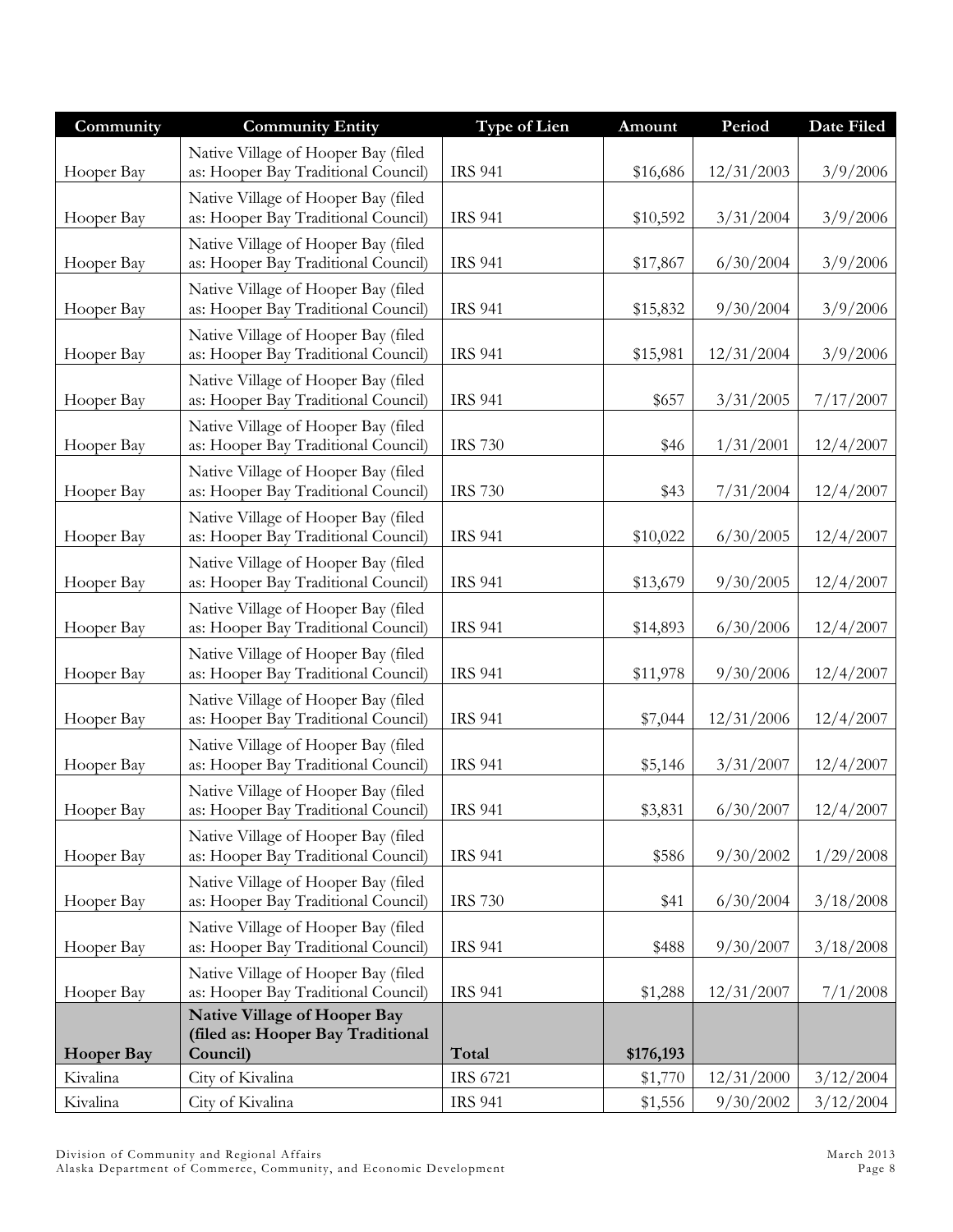| Community | Community Entity | Type of Lien | Amount | Period | Date Filed |
|---|---|---|---|---|---|
| Hooper Bay | Native Village of Hooper Bay (filed as: Hooper Bay Traditional Council) | IRS 941 | $16,686 | 12/31/2003 | 3/9/2006 |
| Hooper Bay | Native Village of Hooper Bay (filed as: Hooper Bay Traditional Council) | IRS 941 | $10,592 | 3/31/2004 | 3/9/2006 |
| Hooper Bay | Native Village of Hooper Bay (filed as: Hooper Bay Traditional Council) | IRS 941 | $17,867 | 6/30/2004 | 3/9/2006 |
| Hooper Bay | Native Village of Hooper Bay (filed as: Hooper Bay Traditional Council) | IRS 941 | $15,832 | 9/30/2004 | 3/9/2006 |
| Hooper Bay | Native Village of Hooper Bay (filed as: Hooper Bay Traditional Council) | IRS 941 | $15,981 | 12/31/2004 | 3/9/2006 |
| Hooper Bay | Native Village of Hooper Bay (filed as: Hooper Bay Traditional Council) | IRS 941 | $657 | 3/31/2005 | 7/17/2007 |
| Hooper Bay | Native Village of Hooper Bay (filed as: Hooper Bay Traditional Council) | IRS 730 | $46 | 1/31/2001 | 12/4/2007 |
| Hooper Bay | Native Village of Hooper Bay (filed as: Hooper Bay Traditional Council) | IRS 730 | $43 | 7/31/2004 | 12/4/2007 |
| Hooper Bay | Native Village of Hooper Bay (filed as: Hooper Bay Traditional Council) | IRS 941 | $10,022 | 6/30/2005 | 12/4/2007 |
| Hooper Bay | Native Village of Hooper Bay (filed as: Hooper Bay Traditional Council) | IRS 941 | $13,679 | 9/30/2005 | 12/4/2007 |
| Hooper Bay | Native Village of Hooper Bay (filed as: Hooper Bay Traditional Council) | IRS 941 | $14,893 | 6/30/2006 | 12/4/2007 |
| Hooper Bay | Native Village of Hooper Bay (filed as: Hooper Bay Traditional Council) | IRS 941 | $11,978 | 9/30/2006 | 12/4/2007 |
| Hooper Bay | Native Village of Hooper Bay (filed as: Hooper Bay Traditional Council) | IRS 941 | $7,044 | 12/31/2006 | 12/4/2007 |
| Hooper Bay | Native Village of Hooper Bay (filed as: Hooper Bay Traditional Council) | IRS 941 | $5,146 | 3/31/2007 | 12/4/2007 |
| Hooper Bay | Native Village of Hooper Bay (filed as: Hooper Bay Traditional Council) | IRS 941 | $3,831 | 6/30/2007 | 12/4/2007 |
| Hooper Bay | Native Village of Hooper Bay (filed as: Hooper Bay Traditional Council) | IRS 941 | $586 | 9/30/2002 | 1/29/2008 |
| Hooper Bay | Native Village of Hooper Bay (filed as: Hooper Bay Traditional Council) | IRS 730 | $41 | 6/30/2004 | 3/18/2008 |
| Hooper Bay | Native Village of Hooper Bay (filed as: Hooper Bay Traditional Council) | IRS 941 | $488 | 9/30/2007 | 3/18/2008 |
| Hooper Bay | Native Village of Hooper Bay (filed as: Hooper Bay Traditional Council) | IRS 941 | $1,288 | 12/31/2007 | 7/1/2008 |
| **Hooper Bay** | **Native Village of Hooper Bay (filed as: Hooper Bay Traditional Council)** | **Total** | **$176,193** | | |
| Kivalina | City of Kivalina | IRS 6721 | $1,770 | 12/31/2000 | 3/12/2004 |
| Kivalina | City of Kivalina | IRS 941 | $1,556 | 9/30/2002 | 3/12/2004 |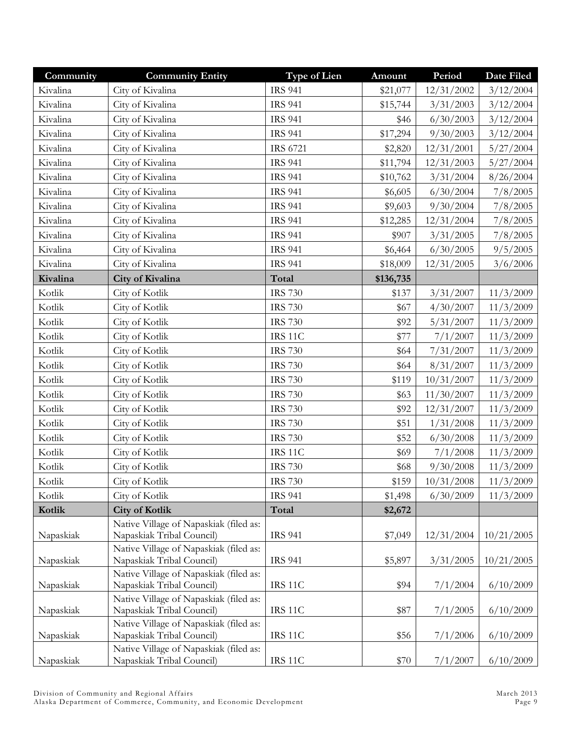| Community | Community Entity | Type of Lien | Amount | Period | Date Filed |
|---|---|---|---|---|---|
| Kivalina | City of Kivalina | IRS 941 | $21,077 | 12/31/2002 | 3/12/2004 |
| Kivalina | City of Kivalina | IRS 941 | $15,744 | 3/31/2003 | 3/12/2004 |
| Kivalina | City of Kivalina | IRS 941 | $46 | 6/30/2003 | 3/12/2004 |
| Kivalina | City of Kivalina | IRS 941 | $17,294 | 9/30/2003 | 3/12/2004 |
| Kivalina | City of Kivalina | IRS 6721 | $2,820 | 12/31/2001 | 5/27/2004 |
| Kivalina | City of Kivalina | IRS 941 | $11,794 | 12/31/2003 | 5/27/2004 |
| Kivalina | City of Kivalina | IRS 941 | $10,762 | 3/31/2004 | 8/26/2004 |
| Kivalina | City of Kivalina | IRS 941 | $6,605 | 6/30/2004 | 7/8/2005 |
| Kivalina | City of Kivalina | IRS 941 | $9,603 | 9/30/2004 | 7/8/2005 |
| Kivalina | City of Kivalina | IRS 941 | $12,285 | 12/31/2004 | 7/8/2005 |
| Kivalina | City of Kivalina | IRS 941 | $907 | 3/31/2005 | 7/8/2005 |
| Kivalina | City of Kivalina | IRS 941 | $6,464 | 6/30/2005 | 9/5/2005 |
| Kivalina | City of Kivalina | IRS 941 | $18,009 | 12/31/2005 | 3/6/2006 |
| **Kivalina** | **City of Kivalina** | **Total** | **$136,735** | | |
| Kotlik | City of Kotlik | IRS 730 | $137 | 3/31/2007 | 11/3/2009 |
| Kotlik | City of Kotlik | IRS 730 | $67 | 4/30/2007 | 11/3/2009 |
| Kotlik | City of Kotlik | IRS 730 | $92 | 5/31/2007 | 11/3/2009 |
| Kotlik | City of Kotlik | IRS 11C | $77 | 7/1/2007 | 11/3/2009 |
| Kotlik | City of Kotlik | IRS 730 | $64 | 7/31/2007 | 11/3/2009 |
| Kotlik | City of Kotlik | IRS 730 | $64 | 8/31/2007 | 11/3/2009 |
| Kotlik | City of Kotlik | IRS 730 | $119 | 10/31/2007 | 11/3/2009 |
| Kotlik | City of Kotlik | IRS 730 | $63 | 11/30/2007 | 11/3/2009 |
| Kotlik | City of Kotlik | IRS 730 | $92 | 12/31/2007 | 11/3/2009 |
| Kotlik | City of Kotlik | IRS 730 | $51 | 1/31/2008 | 11/3/2009 |
| Kotlik | City of Kotlik | IRS 730 | $52 | 6/30/2008 | 11/3/2009 |
| Kotlik | City of Kotlik | IRS 11C | $69 | 7/1/2008 | 11/3/2009 |
| Kotlik | City of Kotlik | IRS 730 | $68 | 9/30/2008 | 11/3/2009 |
| Kotlik | City of Kotlik | IRS 730 | $159 | 10/31/2008 | 11/3/2009 |
| Kotlik | City of Kotlik | IRS 941 | $1,498 | 6/30/2009 | 11/3/2009 |
| **Kotlik** | **City of Kotlik** | **Total** | **$2,672** | | |
| Napaskiak | Native Village of Napaskiak (filed as: Napaskiak Tribal Council) | IRS 941 | $7,049 | 12/31/2004 | 10/21/2005 |
| Napaskiak | Native Village of Napaskiak (filed as: Napaskiak Tribal Council) | IRS 941 | $5,897 | 3/31/2005 | 10/21/2005 |
| Napaskiak | Native Village of Napaskiak (filed as: Napaskiak Tribal Council) | IRS 11C | $94 | 7/1/2004 | 6/10/2009 |
| Napaskiak | Native Village of Napaskiak (filed as: Napaskiak Tribal Council) | IRS 11C | $87 | 7/1/2005 | 6/10/2009 |
| Napaskiak | Native Village of Napaskiak (filed as: Napaskiak Tribal Council) | IRS 11C | $56 | 7/1/2006 | 6/10/2009 |
| Napaskiak | Native Village of Napaskiak (filed as: Napaskiak Tribal Council) | IRS 11C | $70 | 7/1/2007 | 6/10/2009 |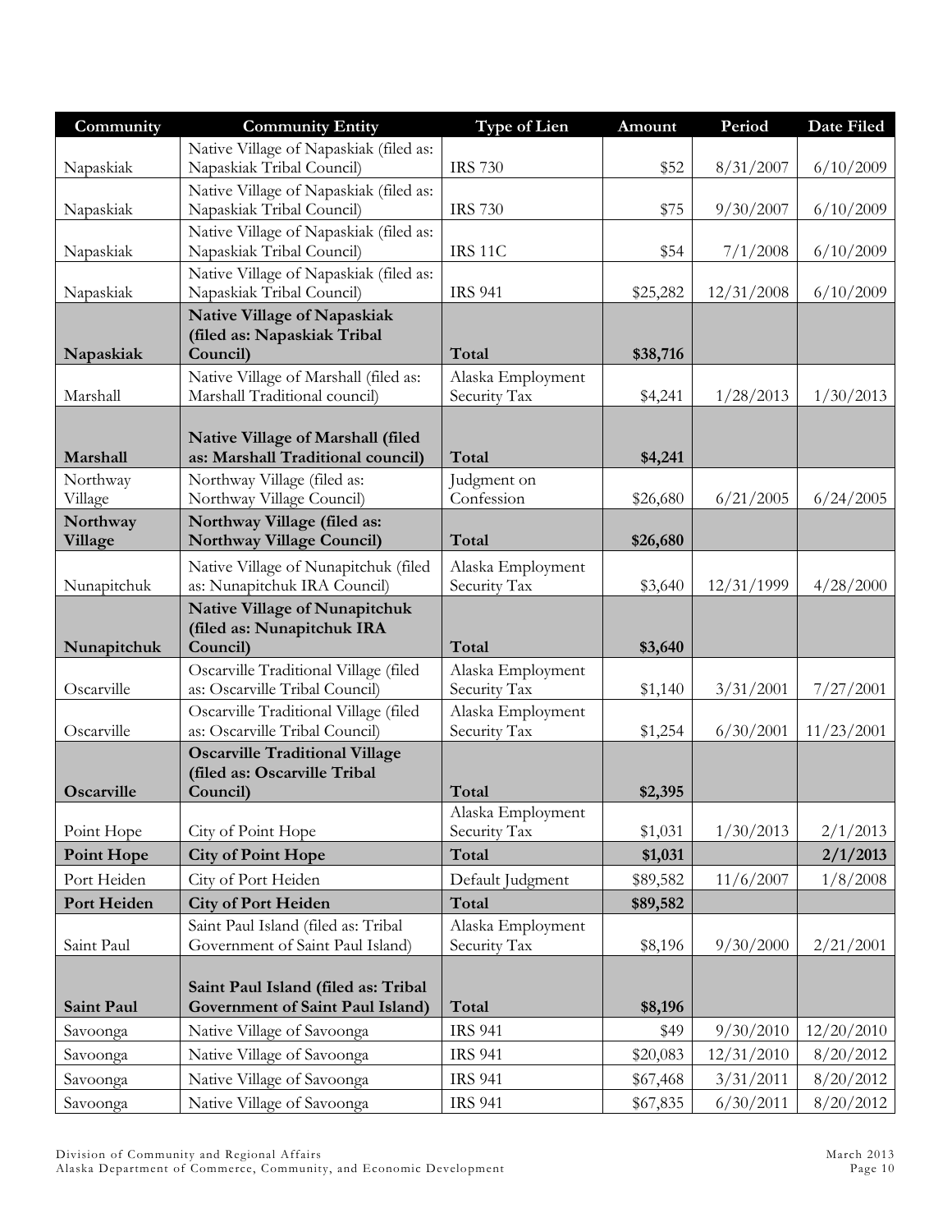| Community | Community Entity | Type of Lien | Amount | Period | Date Filed |
|---|---|---|---|---|---|
| Napaskiak | Native Village of Napaskiak (filed as: Napaskiak Tribal Council) | IRS 730 | $52 | 8/31/2007 | 6/10/2009 |
| Napaskiak | Native Village of Napaskiak (filed as: Napaskiak Tribal Council) | IRS 730 | $75 | 9/30/2007 | 6/10/2009 |
| Napaskiak | Native Village of Napaskiak (filed as: Napaskiak Tribal Council) | IRS 11C | $54 | 7/1/2008 | 6/10/2009 |
| Napaskiak | Native Village of Napaskiak (filed as: Napaskiak Tribal Council) | IRS 941 | $25,282 | 12/31/2008 | 6/10/2009 |
| **Napaskiak** | **Native Village of Napaskiak (filed as: Napaskiak Tribal Council)** | **Total** | **$38,716** | | |
| Marshall | Native Village of Marshall (filed as: Marshall Traditional council) | Alaska Employment Security Tax | $4,241 | 1/28/2013 | 1/30/2013 |
| **Marshall** | **Native Village of Marshall (filed as: Marshall Traditional council)** | **Total** | **$4,241** | | |
| Northway Village | Northway Village (filed as: Northway Village Council) | Judgment on Confession | $26,680 | 6/21/2005 | 6/24/2005 |
| **Northway Village** | **Northway Village (filed as: Northway Village Council)** | **Total** | **$26,680** | | |
| Nunapitchuk | Native Village of Nunapitchuk (filed as: Nunapitchuk IRA Council) | Alaska Employment Security Tax | $3,640 | 12/31/1999 | 4/28/2000 |
| **Nunapitchuk** | **Native Village of Nunapitchuk (filed as: Nunapitchuk IRA Council)** | **Total** | **$3,640** | | |
| Oscarville | Oscarville Traditional Village (filed as: Oscarville Tribal Council) | Alaska Employment Security Tax | $1,140 | 3/31/2001 | 7/27/2001 |
| Oscarville | Oscarville Traditional Village (filed as: Oscarville Tribal Council) | Alaska Employment Security Tax | $1,254 | 6/30/2001 | 11/23/2001 |
| **Oscarville** | **Oscarville Traditional Village (filed as: Oscarville Tribal Council)** | **Total** | **$2,395** | | |
| Point Hope | City of Point Hope | Alaska Employment Security Tax | $1,031 | 1/30/2013 | 2/1/2013 |
| **Point Hope** | **City of Point Hope** | **Total** | **$1,031** | | **2/1/2013** |
| Port Heiden | City of Port Heiden | Default Judgment | $89,582 | 11/6/2007 | 1/8/2008 |
| **Port Heiden** | **City of Port Heiden** | **Total** | **$89,582** | | |
| Saint Paul | Saint Paul Island (filed as: Tribal Government of Saint Paul Island) | Alaska Employment Security Tax | $8,196 | 9/30/2000 | 2/21/2001 |
| **Saint Paul** | **Saint Paul Island (filed as: Tribal Government of Saint Paul Island)** | **Total** | **$8,196** | | |
| Savoonga | Native Village of Savoonga | IRS 941 | $49 | 9/30/2010 | 12/20/2010 |
| Savoonga | Native Village of Savoonga | IRS 941 | $20,083 | 12/31/2010 | 8/20/2012 |
| Savoonga | Native Village of Savoonga | IRS 941 | $67,468 | 3/31/2011 | 8/20/2012 |
| Savoonga | Native Village of Savoonga | IRS 941 | $67,835 | 6/30/2011 | 8/20/2012 |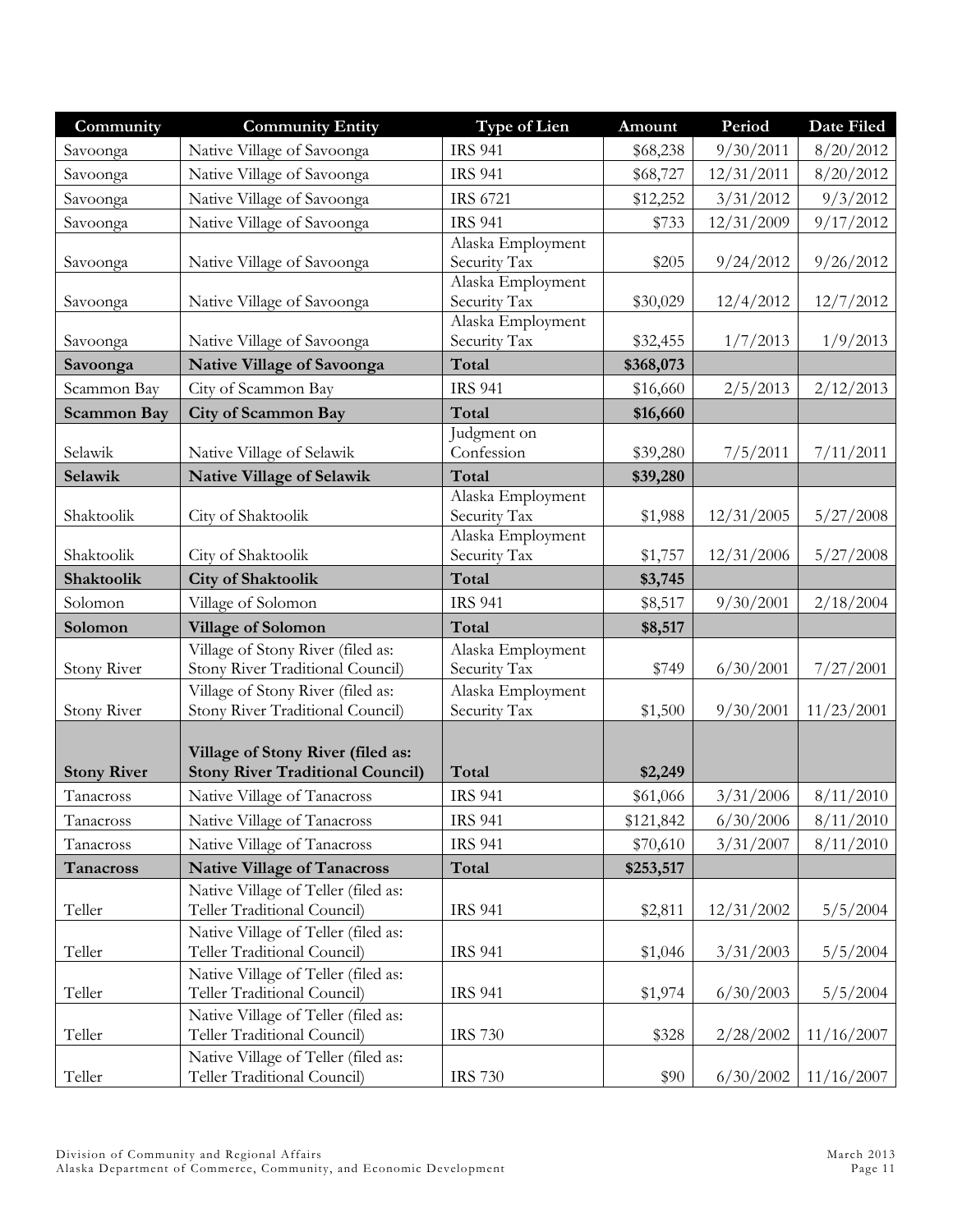| Community | Community Entity | Type of Lien | Amount | Period | Date Filed |
|---|---|---|---|---|---|
| Savoonga | Native Village of Savoonga | IRS 941 | $68,238 | 9/30/2011 | 8/20/2012 |
| Savoonga | Native Village of Savoonga | IRS 941 | $68,727 | 12/31/2011 | 8/20/2012 |
| Savoonga | Native Village of Savoonga | IRS 6721 | $12,252 | 3/31/2012 | 9/3/2012 |
| Savoonga | Native Village of Savoonga | IRS 941 | $733 | 12/31/2009 | 9/17/2012 |
| Savoonga | Native Village of Savoonga | Alaska Employment Security Tax | $205 | 9/24/2012 | 9/26/2012 |
| Savoonga | Native Village of Savoonga | Alaska Employment Security Tax | $30,029 | 12/4/2012 | 12/7/2012 |
| Savoonga | Native Village of Savoonga | Alaska Employment Security Tax | $32,455 | 1/7/2013 | 1/9/2013 |
| **Savoonga** | **Native Village of Savoonga** | **Total** | **$368,073** | | |
| Scammon Bay | City of Scammon Bay | IRS 941 | $16,660 | 2/5/2013 | 2/12/2013 |
| **Scammon Bay** | **City of Scammon Bay** | **Total** | **$16,660** | | |
| Selawik | Native Village of Selawik | Judgment on Confession | $39,280 | 7/5/2011 | 7/11/2011 |
| **Selawik** | **Native Village of Selawik** | **Total** | **$39,280** | | |
| Shaktoolik | City of Shaktoolik | Alaska Employment Security Tax | $1,988 | 12/31/2005 | 5/27/2008 |
| Shaktoolik | City of Shaktoolik | Alaska Employment Security Tax | $1,757 | 12/31/2006 | 5/27/2008 |
| **Shaktoolik** | **City of Shaktoolik** | **Total** | **$3,745** | | |
| Solomon | Village of Solomon | IRS 941 | $8,517 | 9/30/2001 | 2/18/2004 |
| **Solomon** | **Village of Solomon** | **Total** | **$8,517** | | |
| Stony River | Village of Stony River (filed as: Stony River Traditional Council) | Alaska Employment Security Tax | $749 | 6/30/2001 | 7/27/2001 |
| Stony River | Village of Stony River (filed as: Stony River Traditional Council) | Alaska Employment Security Tax | $1,500 | 9/30/2001 | 11/23/2001 |
| **Stony River** | **Village of Stony River (filed as: Stony River Traditional Council)** | **Total** | **$2,249** | | |
| Tanacross | Native Village of Tanacross | IRS 941 | $61,066 | 3/31/2006 | 8/11/2010 |
| Tanacross | Native Village of Tanacross | IRS 941 | $121,842 | 6/30/2006 | 8/11/2010 |
| Tanacross | Native Village of Tanacross | IRS 941 | $70,610 | 3/31/2007 | 8/11/2010 |
| **Tanacross** | **Native Village of Tanacross** | **Total** | **$253,517** | | |
| Teller | Native Village of Teller (filed as: Teller Traditional Council) | IRS 941 | $2,811 | 12/31/2002 | 5/5/2004 |
| Teller | Native Village of Teller (filed as: Teller Traditional Council) | IRS 941 | $1,046 | 3/31/2003 | 5/5/2004 |
| Teller | Native Village of Teller (filed as: Teller Traditional Council) | IRS 941 | $1,974 | 6/30/2003 | 5/5/2004 |
| Teller | Native Village of Teller (filed as: Teller Traditional Council) | IRS 730 | $328 | 2/28/2002 | 11/16/2007 |
| Teller | Native Village of Teller (filed as: Teller Traditional Council) | IRS 730 | $90 | 6/30/2002 | 11/16/2007 |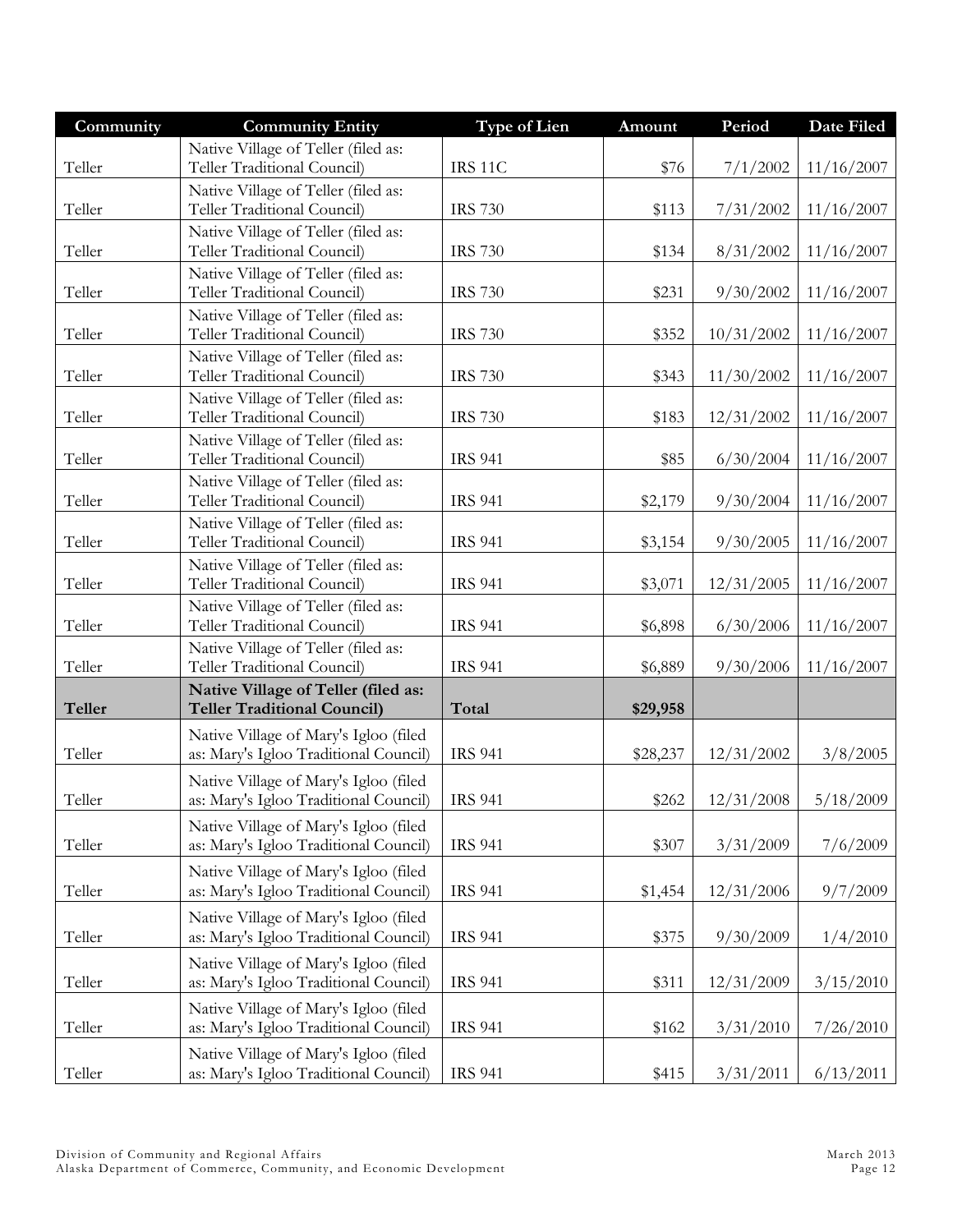| Community | Community Entity | Type of Lien | Amount | Period | Date Filed |
|---|---|---|---|---|---|
| Teller | Native Village of Teller (filed as: Teller Traditional Council) | IRS 11C | $76 | 7/1/2002 | 11/16/2007 |
| Teller | Native Village of Teller (filed as: Teller Traditional Council) | IRS 730 | $113 | 7/31/2002 | 11/16/2007 |
| Teller | Native Village of Teller (filed as: Teller Traditional Council) | IRS 730 | $134 | 8/31/2002 | 11/16/2007 |
| Teller | Native Village of Teller (filed as: Teller Traditional Council) | IRS 730 | $231 | 9/30/2002 | 11/16/2007 |
| Teller | Native Village of Teller (filed as: Teller Traditional Council) | IRS 730 | $352 | 10/31/2002 | 11/16/2007 |
| Teller | Native Village of Teller (filed as: Teller Traditional Council) | IRS 730 | $343 | 11/30/2002 | 11/16/2007 |
| Teller | Native Village of Teller (filed as: Teller Traditional Council) | IRS 730 | $183 | 12/31/2002 | 11/16/2007 |
| Teller | Native Village of Teller (filed as: Teller Traditional Council) | IRS 941 | $85 | 6/30/2004 | 11/16/2007 |
| Teller | Native Village of Teller (filed as: Teller Traditional Council) | IRS 941 | $2,179 | 9/30/2004 | 11/16/2007 |
| Teller | Native Village of Teller (filed as: Teller Traditional Council) | IRS 941 | $3,154 | 9/30/2005 | 11/16/2007 |
| Teller | Native Village of Teller (filed as: Teller Traditional Council) | IRS 941 | $3,071 | 12/31/2005 | 11/16/2007 |
| Teller | Native Village of Teller (filed as: Teller Traditional Council) | IRS 941 | $6,898 | 6/30/2006 | 11/16/2007 |
| Teller | Native Village of Teller (filed as: Teller Traditional Council) | IRS 941 | $6,889 | 9/30/2006 | 11/16/2007 |
| **Teller** | **Native Village of Teller (filed as: Teller Traditional Council)** | **Total** | **$29,958** | | |
| Teller | Native Village of Mary's Igloo (filed as: Mary's Igloo Traditional Council) | IRS 941 | $28,237 | 12/31/2002 | 3/8/2005 |
| Teller | Native Village of Mary's Igloo (filed as: Mary's Igloo Traditional Council) | IRS 941 | $262 | 12/31/2008 | 5/18/2009 |
| Teller | Native Village of Mary's Igloo (filed as: Mary's Igloo Traditional Council) | IRS 941 | $307 | 3/31/2009 | 7/6/2009 |
| Teller | Native Village of Mary's Igloo (filed as: Mary's Igloo Traditional Council) | IRS 941 | $1,454 | 12/31/2006 | 9/7/2009 |
| Teller | Native Village of Mary's Igloo (filed as: Mary's Igloo Traditional Council) | IRS 941 | $375 | 9/30/2009 | 1/4/2010 |
| Teller | Native Village of Mary's Igloo (filed as: Mary's Igloo Traditional Council) | IRS 941 | $311 | 12/31/2009 | 3/15/2010 |
| Teller | Native Village of Mary's Igloo (filed as: Mary's Igloo Traditional Council) | IRS 941 | $162 | 3/31/2010 | 7/26/2010 |
| Teller | Native Village of Mary's Igloo (filed as: Mary's Igloo Traditional Council) | IRS 941 | $415 | 3/31/2011 | 6/13/2011 |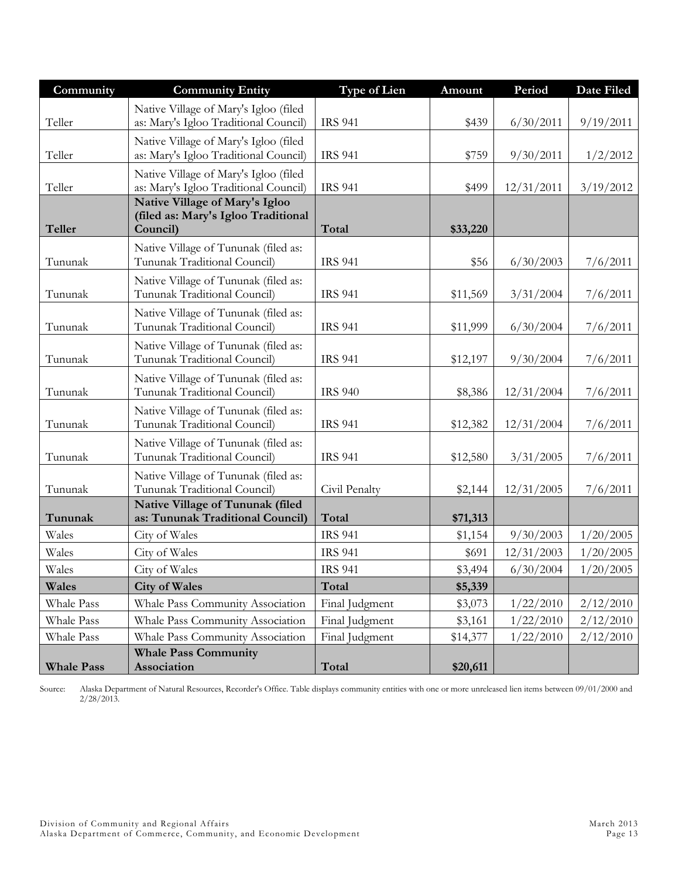| Community | Community Entity | Type of Lien | Amount | Period | Date Filed |
|---|---|---|---|---|---|
| Teller | Native Village of Mary's Igloo (filed as: Mary's Igloo Traditional Council) | IRS 941 | $439 | 6/30/2011 | 9/19/2011 |
| Teller | Native Village of Mary's Igloo (filed as: Mary's Igloo Traditional Council) | IRS 941 | $759 | 9/30/2011 | 1/2/2012 |
| Teller | Native Village of Mary's Igloo (filed as: Mary's Igloo Traditional Council) | IRS 941 | $499 | 12/31/2011 | 3/19/2012 |
| **Teller** | **Native Village of Mary's Igloo (filed as: Mary's Igloo Traditional Council)** | **Total** | **$33,220** | | |
| Tununak | Native Village of Tununak (filed as: Tununak Traditional Council) | IRS 941 | $56 | 6/30/2003 | 7/6/2011 |
| Tununak | Native Village of Tununak (filed as: Tununak Traditional Council) | IRS 941 | $11,569 | 3/31/2004 | 7/6/2011 |
| Tununak | Native Village of Tununak (filed as: Tununak Traditional Council) | IRS 941 | $11,999 | 6/30/2004 | 7/6/2011 |
| Tununak | Native Village of Tununak (filed as: Tununak Traditional Council) | IRS 941 | $12,197 | 9/30/2004 | 7/6/2011 |
| Tununak | Native Village of Tununak (filed as: Tununak Traditional Council) | IRS 940 | $8,386 | 12/31/2004 | 7/6/2011 |
| Tununak | Native Village of Tununak (filed as: Tununak Traditional Council) | IRS 941 | $12,382 | 12/31/2004 | 7/6/2011 |
| Tununak | Native Village of Tununak (filed as: Tununak Traditional Council) | IRS 941 | $12,580 | 3/31/2005 | 7/6/2011 |
| Tununak | Native Village of Tununak (filed as: Tununak Traditional Council) | Civil Penalty | $2,144 | 12/31/2005 | 7/6/2011 |
| **Tununak** | **Native Village of Tununak (filed as: Tununak Traditional Council)** | **Total** | **$71,313** | | |
| Wales | City of Wales | IRS 941 | $1,154 | 9/30/2003 | 1/20/2005 |
| Wales | City of Wales | IRS 941 | $691 | 12/31/2003 | 1/20/2005 |
| Wales | City of Wales | IRS 941 | $3,494 | 6/30/2004 | 1/20/2005 |
| **Wales** | **City of Wales** | **Total** | **$5,339** | | |
| Whale Pass | Whale Pass Community Association | Final Judgment | $3,073 | 1/22/2010 | 2/12/2010 |
| Whale Pass | Whale Pass Community Association | Final Judgment | $3,161 | 1/22/2010 | 2/12/2010 |
| Whale Pass | Whale Pass Community Association | Final Judgment | $14,377 | 1/22/2010 | 2/12/2010 |
| **Whale Pass** | **Whale Pass Community Association** | **Total** | **$20,611** | | |

Source: Alaska Department of Natural Resources, Recorder's Office. Table displays community entities with one or more unreleased lien items between 09/01/2000 and 2/28/2013.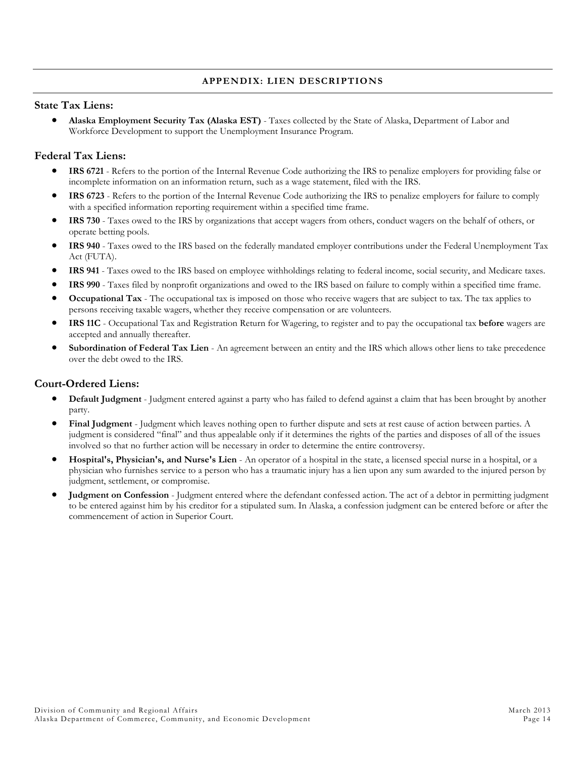## APPENDIX: LIEN DESCRIPTIONS

### State Tax Liens:

- **Alaska Employment Security Tax (Alaska EST)** - Taxes collected by the State of Alaska, Department of Labor and Workforce Development to support the Unemployment Insurance Program.

### Federal Tax Liens:

- **IRS 6721** - Refers to the portion of the Internal Revenue Code authorizing the IRS to penalize employers for providing false or incomplete information on an information return, such as a wage statement, filed with the IRS.
- **IRS 6723** - Refers to the portion of the Internal Revenue Code authorizing the IRS to penalize employers for failure to comply with a specified information reporting requirement within a specified time frame.
- **IRS 730** - Taxes owed to the IRS by organizations that accept wagers from others, conduct wagers on the behalf of others, or operate betting pools.
- **IRS 940** - Taxes owed to the IRS based on the federally mandated employer contributions under the Federal Unemployment Tax Act (FUTA).
- **IRS 941** - Taxes owed to the IRS based on employee withholdings relating to federal income, social security, and Medicare taxes.
- **IRS 990** - Taxes filed by nonprofit organizations and owed to the IRS based on failure to comply within a specified time frame.
- **Occupational Tax** - The occupational tax is imposed on those who receive wagers that are subject to tax. The tax applies to persons receiving taxable wagers, whether they receive compensation or are volunteers.
- **IRS 11C** - Occupational Tax and Registration Return for Wagering, to register and to pay the occupational tax **before** wagers are accepted and annually thereafter.
- **Subordination of Federal Tax Lien** - An agreement between an entity and the IRS which allows other liens to take precedence over the debt owed to the IRS.

### Court-Ordered Liens:

- **Default Judgment** - Judgment entered against a party who has failed to defend against a claim that has been brought by another party.
- **Final Judgment** - Judgment which leaves nothing open to further dispute and sets at rest cause of action between parties. A judgment is considered "final" and thus appealable only if it determines the rights of the parties and disposes of all of the issues involved so that no further action will be necessary in order to determine the entire controversy.
- **Hospital's, Physician's, and Nurse's Lien** - An operator of a hospital in the state, a licensed special nurse in a hospital, or a physician who furnishes service to a person who has a traumatic injury has a lien upon any sum awarded to the injured person by judgment, settlement, or compromise.
- **Judgment on Confession** - Judgment entered where the defendant confessed action. The act of a debtor in permitting judgment to be entered against him by his creditor for a stipulated sum. In Alaska, a confession judgment can be entered before or after the commencement of action in Superior Court.